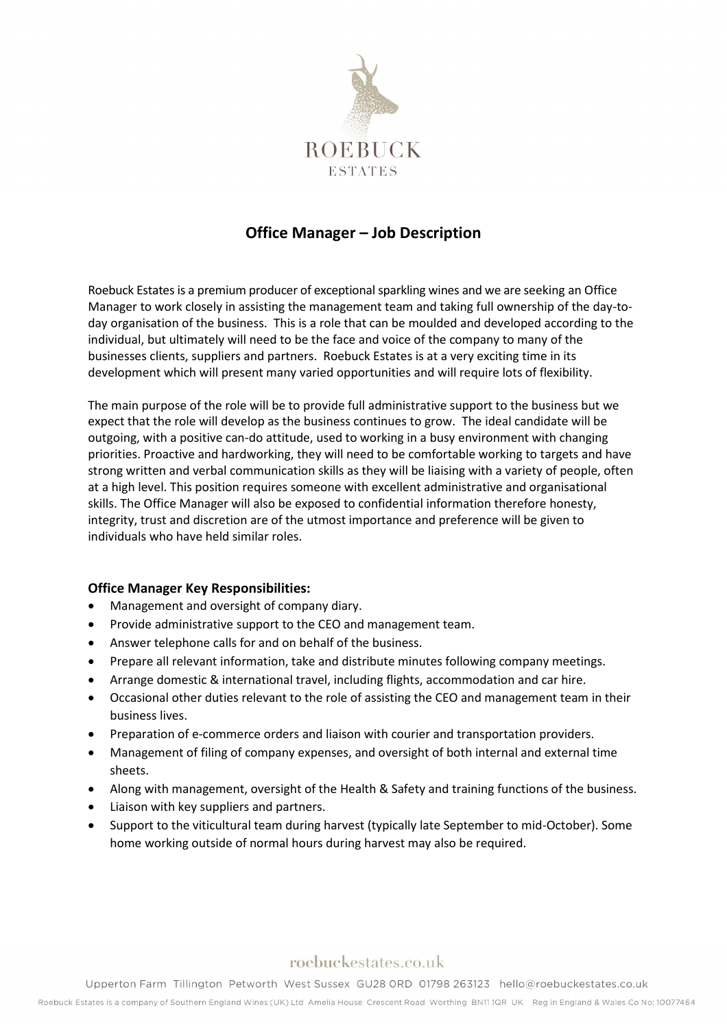ROEBUCK
ESTATES

# Office Manager – Job Description

Roebuck Estates is a premium producer of exceptional sparkling wines and we are seeking an Office Manager to work closely in assisting the management team and taking full ownership of the day-to-day organisation of the business. This is a role that can be moulded and developed according to the individual, but ultimately will need to be the face and voice of the company to many of the businesses clients, suppliers and partners. Roebuck Estates is at a very exciting time in its development which will present many varied opportunities and will require lots of flexibility.

The main purpose of the role will be to provide full administrative support to the business but we expect that the role will develop as the business continues to grow. The ideal candidate will be outgoing, with a positive can-do attitude, used to working in a busy environment with changing priorities. Proactive and hardworking, they will need to be comfortable working to targets and have strong written and verbal communication skills as they will be liaising with a variety of people, often at a high level. This position requires someone with excellent administrative and organisational skills. The Office Manager will also be exposed to confidential information therefore honesty, integrity, trust and discretion are of the utmost importance and preference will be given to individuals who have held similar roles.

### Office Manager Key Responsibilities:

- Management and oversight of company diary.
- Provide administrative support to the CEO and management team.
- Answer telephone calls for and on behalf of the business.
- Prepare all relevant information, take and distribute minutes following company meetings.
- Arrange domestic & international travel, including flights, accommodation and car hire.
- Occasional other duties relevant to the role of assisting the CEO and management team in their business lives.
- Preparation of e-commerce orders and liaison with courier and transportation providers.
- Management of filing of company expenses, and oversight of both internal and external time sheets.
- Along with management, oversight of the Health & Safety and training functions of the business.
- Liaison with key suppliers and partners.
- Support to the viticultural team during harvest (typically late September to mid-October). Some home working outside of normal hours during harvest may also be required.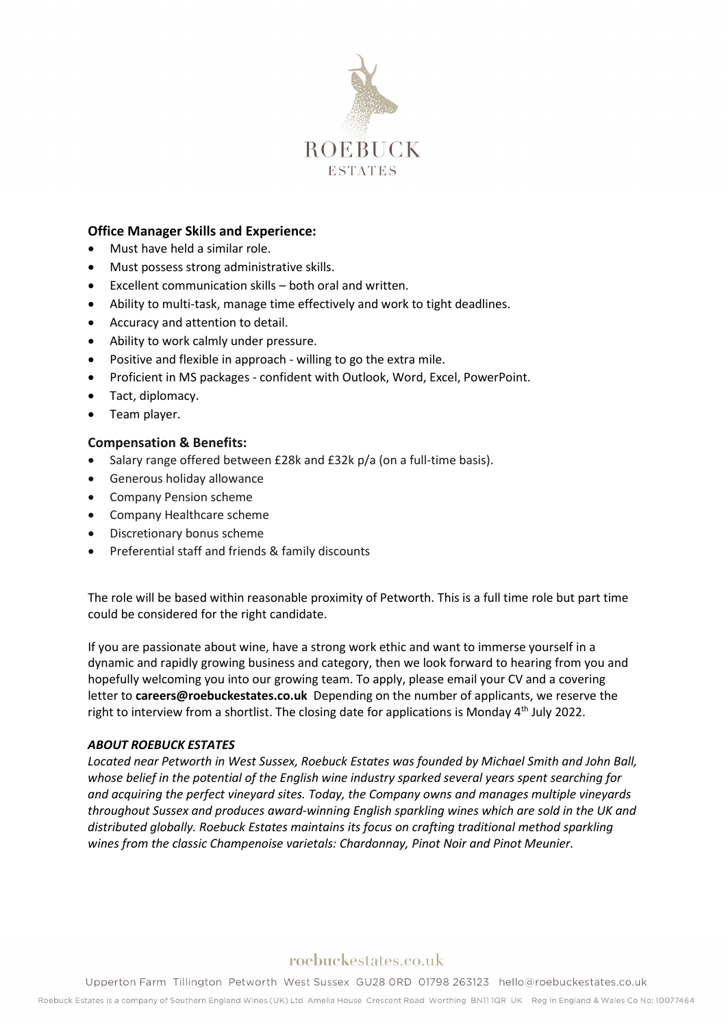### Office Manager Skills and Experience:

- Must have held a similar role.
- Must possess strong administrative skills.
- Excellent communication skills – both oral and written.
- Ability to multi-task, manage time effectively and work to tight deadlines.
- Accuracy and attention to detail.
- Ability to work calmly under pressure.
- Positive and flexible in approach - willing to go the extra mile.
- Proficient in MS packages - confident with Outlook, Word, Excel, PowerPoint.
- Tact, diplomacy.
- Team player.

### Compensation & Benefits:

- Salary range offered between £28k and £32k p/a (on a full-time basis).
- Generous holiday allowance
- Company Pension scheme
- Company Healthcare scheme
- Discretionary bonus scheme
- Preferential staff and friends & family discounts

The role will be based within reasonable proximity of Petworth. This is a full time role but part time could be considered for the right candidate.

If you are passionate about wine, have a strong work ethic and want to immerse yourself in a dynamic and rapidly growing business and category, then we look forward to hearing from you and hopefully welcoming you into our growing team. To apply, please email your CV and a covering letter to **careers@roebuckestates.co.uk** Depending on the number of applicants, we reserve the right to interview from a shortlist. The closing date for applications is Monday 4th July 2022.

***ABOUT ROEBUCK ESTATES***

*Located near Petworth in West Sussex, Roebuck Estates was founded by Michael Smith and John Ball, whose belief in the potential of the English wine industry sparked several years spent searching for and acquiring the perfect vineyard sites. Today, the Company owns and manages multiple vineyards throughout Sussex and produces award-winning English sparkling wines which are sold in the UK and distributed globally. Roebuck Estates maintains its focus on crafting traditional method sparkling wines from the classic Champenoise varietals: Chardonnay, Pinot Noir and Pinot Meunier.*